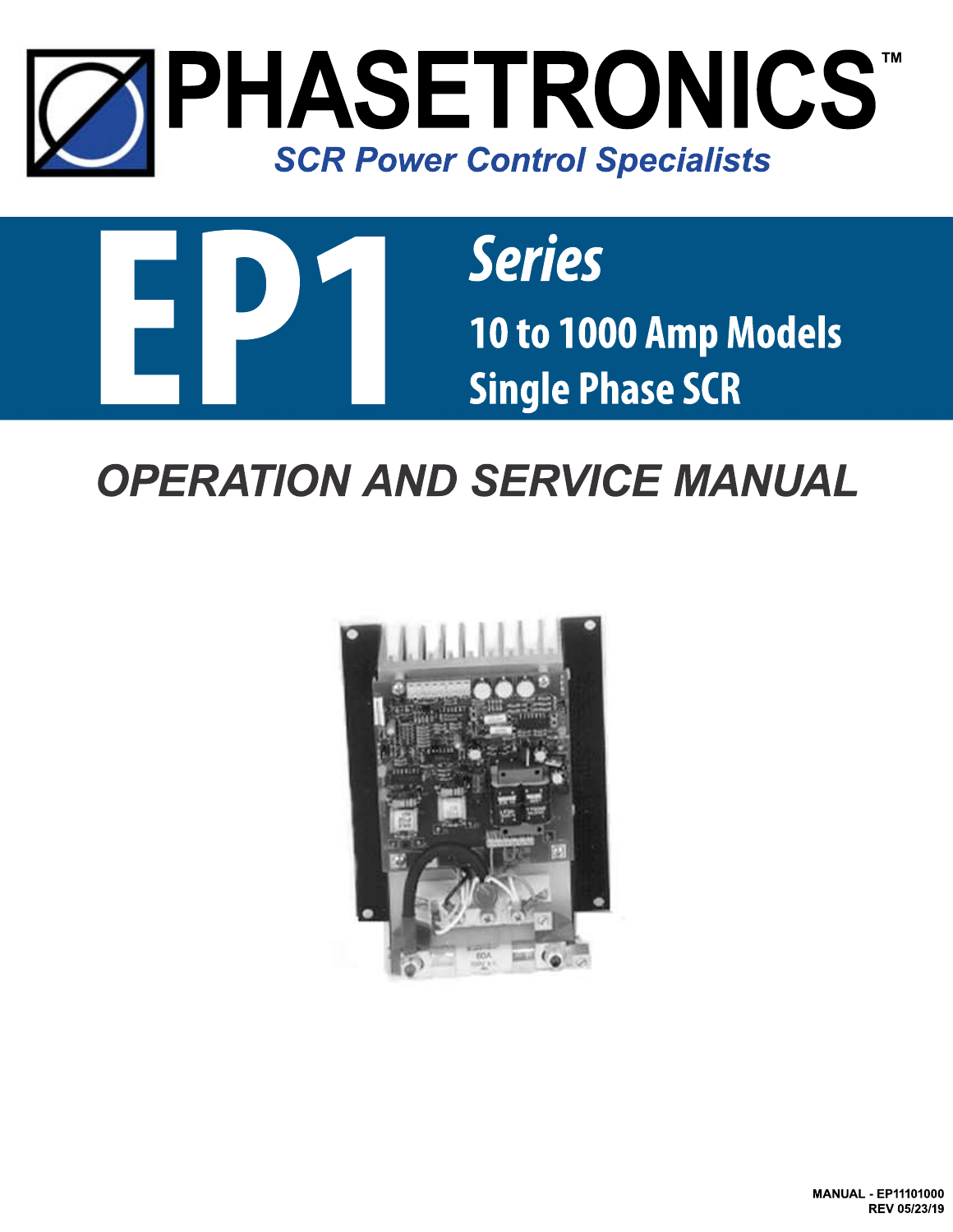# PHASETRONICS™

*SCR Power Control Specialists*

# EP1 *Series*

## 10 to 1000 Amp Models
## Single Phase SCR

# *OPERATION AND SERVICE MANUAL*

**MANUAL - EP11101000**
**REV 05/23/19**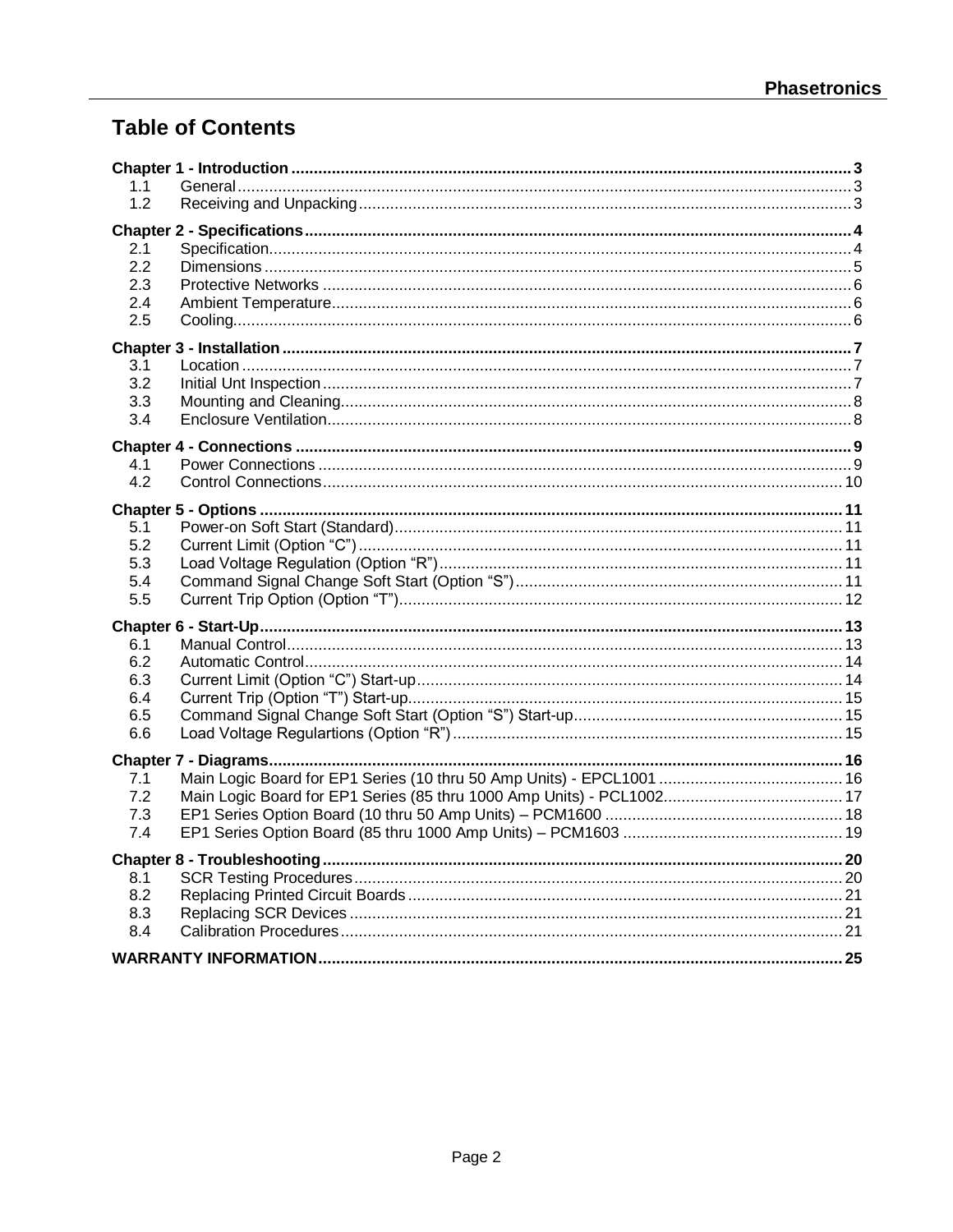# Table of Contents

**Chapter 1 - Introduction .......... 3**
- 1.1 General .......... 3
- 1.2 Receiving and Unpacking .......... 3

**Chapter 2 - Specifications .......... 4**
- 2.1 Specification .......... 4
- 2.2 Dimensions .......... 5
- 2.3 Protective Networks .......... 6
- 2.4 Ambient Temperature .......... 6
- 2.5 Cooling .......... 6

**Chapter 3 - Installation .......... 7**
- 3.1 Location .......... 7
- 3.2 Initial Unt Inspection .......... 7
- 3.3 Mounting and Cleaning .......... 8
- 3.4 Enclosure Ventilation .......... 8

**Chapter 4 - Connections .......... 9**
- 4.1 Power Connections .......... 9
- 4.2 Control Connections .......... 10

**Chapter 5 - Options .......... 11**
- 5.1 Power-on Soft Start (Standard) .......... 11
- 5.2 Current Limit (Option “C”) .......... 11
- 5.3 Load Voltage Regulation (Option “R”) .......... 11
- 5.4 Command Signal Change Soft Start (Option “S”) .......... 11
- 5.5 Current Trip Option (Option “T”) .......... 12

**Chapter 6 - Start-Up .......... 13**
- 6.1 Manual Control .......... 13
- 6.2 Automatic Control .......... 14
- 6.3 Current Limit (Option “C”) Start-up .......... 14
- 6.4 Current Trip (Option “T”) Start-up .......... 15
- 6.5 Command Signal Change Soft Start (Option “S”) Start-up .......... 15
- 6.6 Load Voltage Regulartions (Option “R”) .......... 15

**Chapter 7 - Diagrams .......... 16**
- 7.1 Main Logic Board for EP1 Series (10 thru 50 Amp Units) - EPCL1001 .......... 16
- 7.2 Main Logic Board for EP1 Series (85 thru 1000 Amp Units) - PCL1002 .......... 17
- 7.3 EP1 Series Option Board (10 thru 50 Amp Units) – PCM1600 .......... 18
- 7.4 EP1 Series Option Board (85 thru 1000 Amp Units) – PCM1603 .......... 19

**Chapter 8 - Troubleshooting .......... 20**
- 8.1 SCR Testing Procedures .......... 20
- 8.2 Replacing Printed Circuit Boards .......... 21
- 8.3 Replacing SCR Devices .......... 21
- 8.4 Calibration Procedures .......... 21

**WARRANTY INFORMATION .......... 25**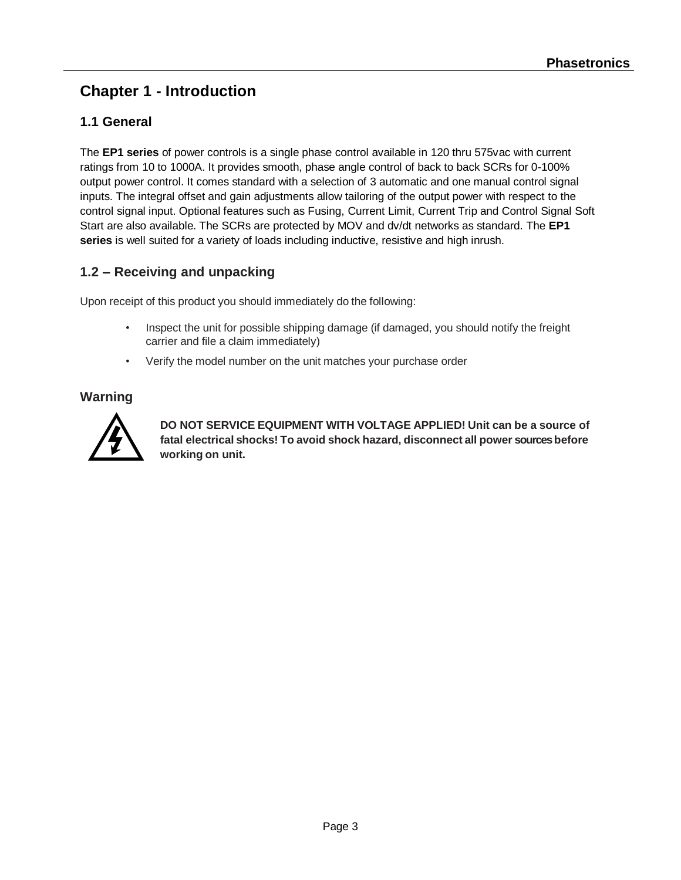# Chapter 1 - Introduction

## 1.1 General

The **EP1 series** of power controls is a single phase control available in 120 thru 575vac with current ratings from 10 to 1000A. It provides smooth, phase angle control of back to back SCRs for 0-100% output power control. It comes standard with a selection of 3 automatic and one manual control signal inputs. The integral offset and gain adjustments allow tailoring of the output power with respect to the control signal input. Optional features such as Fusing, Current Limit, Current Trip and Control Signal Soft Start are also available. The SCRs are protected by MOV and dv/dt networks as standard. The **EP1 series** is well suited for a variety of loads including inductive, resistive and high inrush.

## 1.2 – Receiving and unpacking

Upon receipt of this product you should immediately do the following:

- Inspect the unit for possible shipping damage (if damaged, you should notify the freight carrier and file a claim immediately)
- Verify the model number on the unit matches your purchase order

## Warning

**DO NOT SERVICE EQUIPMENT WITH VOLTAGE APPLIED! Unit can be a source of fatal electrical shocks! To avoid shock hazard, disconnect all power sources before working on unit.**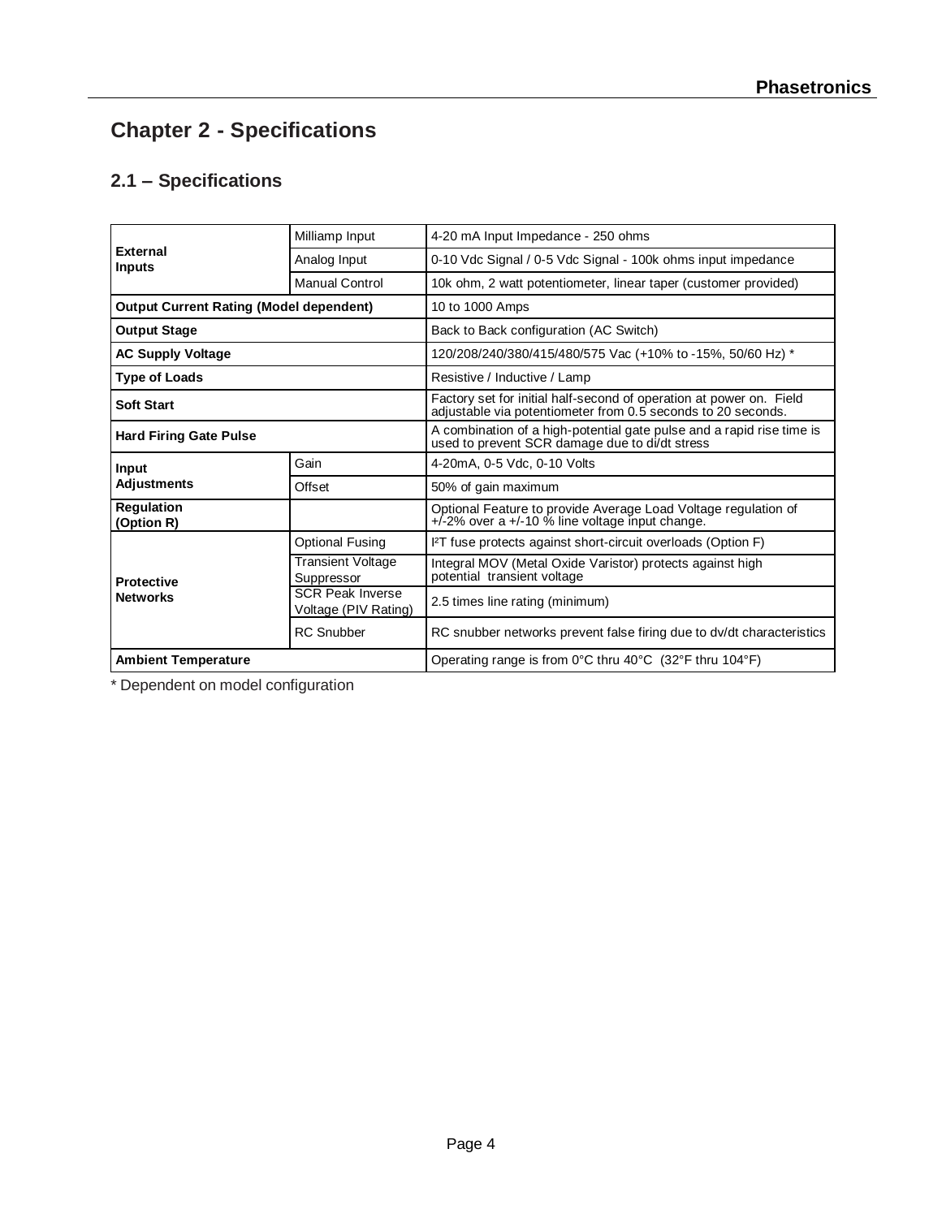# Chapter 2 - Specifications

## 2.1 – Specifications

| | | |
|---|---|---|
| **External Inputs** | Milliamp Input | 4-20 mA Input Impedance - 250 ohms |
| | Analog Input | 0-10 Vdc Signal / 0-5 Vdc Signal - 100k ohms input impedance |
| | Manual Control | 10k ohm, 2 watt potentiometer, linear taper (customer provided) |
| **Output Current Rating (Model dependent)** | | 10 to 1000 Amps |
| **Output Stage** | | Back to Back configuration (AC Switch) |
| **AC Supply Voltage** | | 120/208/240/380/415/480/575 Vac (+10% to -15%, 50/60 Hz) * |
| **Type of Loads** | | Resistive / Inductive / Lamp |
| **Soft Start** | | Factory set for initial half-second of operation at power on. Field adjustable via potentiometer from 0.5 seconds to 20 seconds. |
| **Hard Firing Gate Pulse** | | A combination of a high-potential gate pulse and a rapid rise time is used to prevent SCR damage due to di/dt stress |
| **Input Adjustments** | Gain | 4-20mA, 0-5 Vdc, 0-10 Volts |
| | Offset | 50% of gain maximum |
| **Regulation (Option R)** | | Optional Feature to provide Average Load Voltage regulation of +/-2% over a +/-10 % line voltage input change. |
| **Protective Networks** | Optional Fusing | $I^2T$ fuse protects against short-circuit overloads (Option F) |
| | Transient Voltage Suppressor | Integral MOV (Metal Oxide Varistor) protects against high potential transient voltage |
| | SCR Peak Inverse Voltage (PIV Rating) | 2.5 times line rating (minimum) |
| | RC Snubber | RC snubber networks prevent false firing due to dv/dt characteristics |
| **Ambient Temperature** | | Operating range is from 0°C thru 40°C (32°F thru 104°F) |

* Dependent on model configuration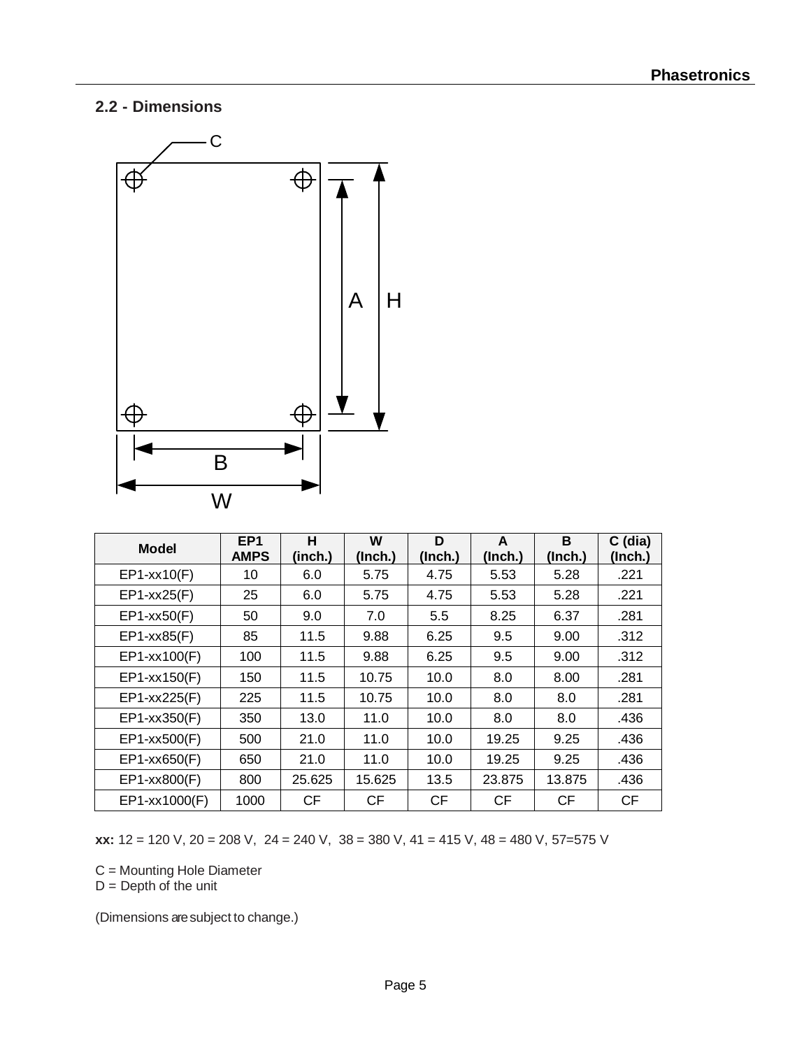## 2.2 - Dimensions

| Model | EP1 AMPS | H (inch.) | W (Inch.) | D (Inch.) | A (Inch.) | B (Inch.) | C (dia) (Inch.) |
|---|---|---|---|---|---|---|---|
| EP1-xx10(F) | 10 | 6.0 | 5.75 | 4.75 | 5.53 | 5.28 | .221 |
| EP1-xx25(F) | 25 | 6.0 | 5.75 | 4.75 | 5.53 | 5.28 | .221 |
| EP1-xx50(F) | 50 | 9.0 | 7.0 | 5.5 | 8.25 | 6.37 | .281 |
| EP1-xx85(F) | 85 | 11.5 | 9.88 | 6.25 | 9.5 | 9.00 | .312 |
| EP1-xx100(F) | 100 | 11.5 | 9.88 | 6.25 | 9.5 | 9.00 | .312 |
| EP1-xx150(F) | 150 | 11.5 | 10.75 | 10.0 | 8.0 | 8.00 | .281 |
| EP1-xx225(F) | 225 | 11.5 | 10.75 | 10.0 | 8.0 | 8.0 | .281 |
| EP1-xx350(F) | 350 | 13.0 | 11.0 | 10.0 | 8.0 | 8.0 | .436 |
| EP1-xx500(F) | 500 | 21.0 | 11.0 | 10.0 | 19.25 | 9.25 | .436 |
| EP1-xx650(F) | 650 | 21.0 | 11.0 | 10.0 | 19.25 | 9.25 | .436 |
| EP1-xx800(F) | 800 | 25.625 | 15.625 | 13.5 | 23.875 | 13.875 | .436 |
| EP1-xx1000(F) | 1000 | CF | CF | CF | CF | CF | CF |

**xx:** 12 = 120 V, 20 = 208 V, 24 = 240 V, 38 = 380 V, 41 = 415 V, 48 = 480 V, 57=575 V

C = Mounting Hole Diameter
D = Depth of the unit

(Dimensions are subject to change.)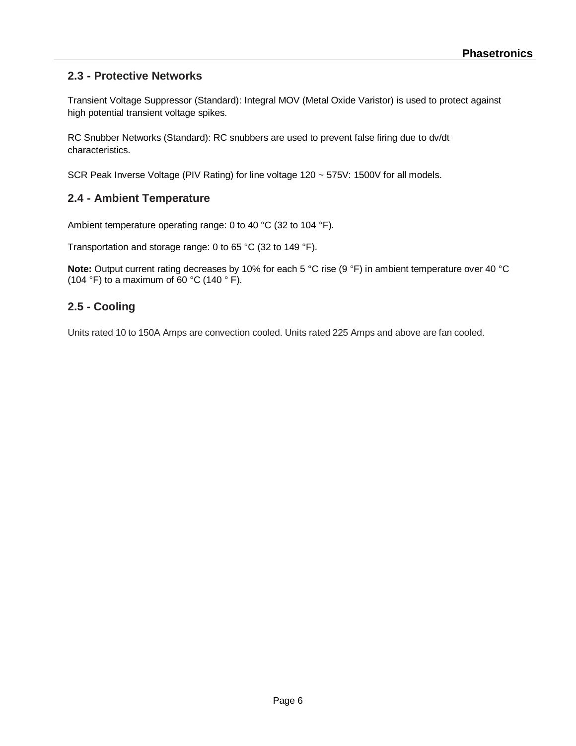## 2.3 - Protective Networks

Transient Voltage Suppressor (Standard): Integral MOV (Metal Oxide Varistor) is used to protect against high potential transient voltage spikes.

RC Snubber Networks (Standard): RC snubbers are used to prevent false firing due to dv/dt characteristics.

SCR Peak Inverse Voltage (PIV Rating) for line voltage 120 ~ 575V: 1500V for all models.

## 2.4 - Ambient Temperature

Ambient temperature operating range: 0 to 40 °C (32 to 104 °F).

Transportation and storage range: 0 to 65 °C (32 to 149 °F).

**Note:** Output current rating decreases by 10% for each 5 °C rise (9 °F) in ambient temperature over 40 °C (104 °F) to a maximum of 60 °C (140 ° F).

## 2.5 - Cooling

Units rated 10 to 150A Amps are convection cooled. Units rated 225 Amps and above are fan cooled.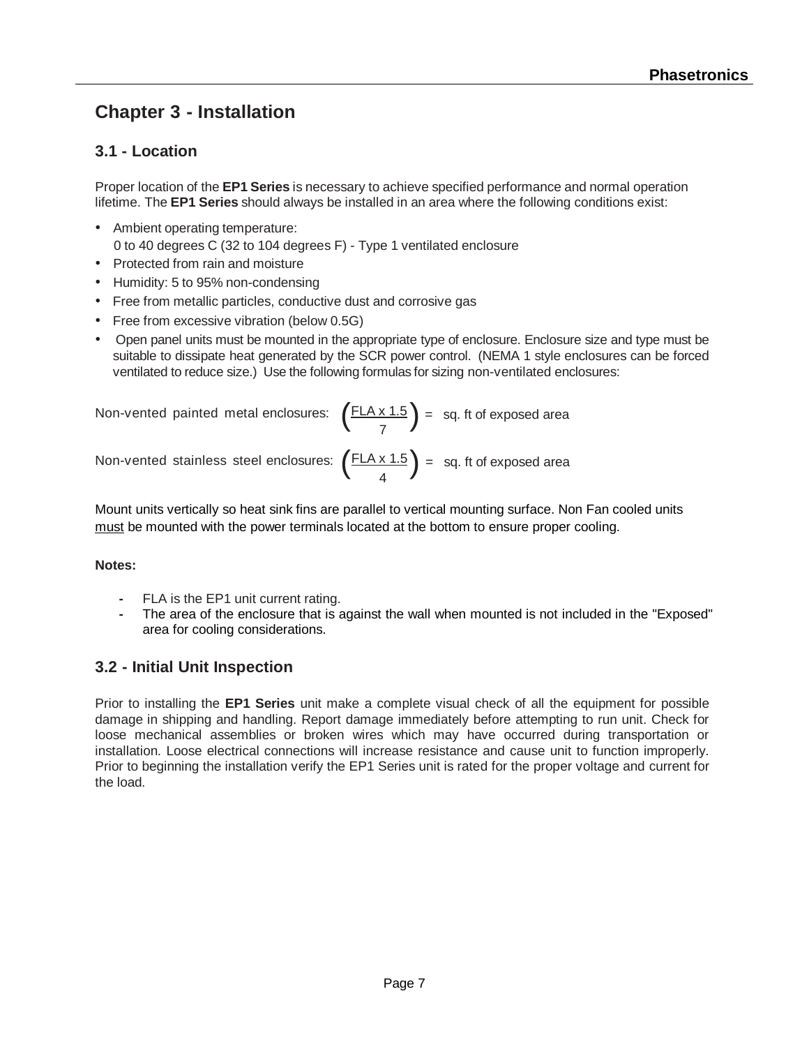# Chapter 3 - Installation

## 3.1 - Location

Proper location of the **EP1 Series** is necessary to achieve specified performance and normal operation lifetime. The **EP1 Series** should always be installed in an area where the following conditions exist:

- Ambient operating temperature:
  0 to 40 degrees C (32 to 104 degrees F) - Type 1 ventilated enclosure
- Protected from rain and moisture
- Humidity: 5 to 95% non-condensing
- Free from metallic particles, conductive dust and corrosive gas
- Free from excessive vibration (below 0.5G)
- Open panel units must be mounted in the appropriate type of enclosure. Enclosure size and type must be suitable to dissipate heat generated by the SCR power control. (NEMA 1 style enclosures can be forced ventilated to reduce size.) Use the following formulas for sizing non-ventilated enclosures:

Non-vented painted metal enclosures: $\left(\frac{\text{FLA x 1.5}}{7}\right)$ = sq. ft of exposed area

Non-vented stainless steel enclosures: $\left(\frac{\text{FLA x 1.5}}{4}\right)$ = sq. ft of exposed area

Mount units vertically so heat sink fins are parallel to vertical mounting surface. Non Fan cooled units must be mounted with the power terminals located at the bottom to ensure proper cooling.

**Notes:**

- FLA is the EP1 unit current rating.
- The area of the enclosure that is against the wall when mounted is not included in the "Exposed" area for cooling considerations.

## 3.2 - Initial Unit Inspection

Prior to installing the **EP1 Series** unit make a complete visual check of all the equipment for possible damage in shipping and handling. Report damage immediately before attempting to run unit. Check for loose mechanical assemblies or broken wires which may have occurred during transportation or installation. Loose electrical connections will increase resistance and cause unit to function improperly. Prior to beginning the installation verify the EP1 Series unit is rated for the proper voltage and current for the load.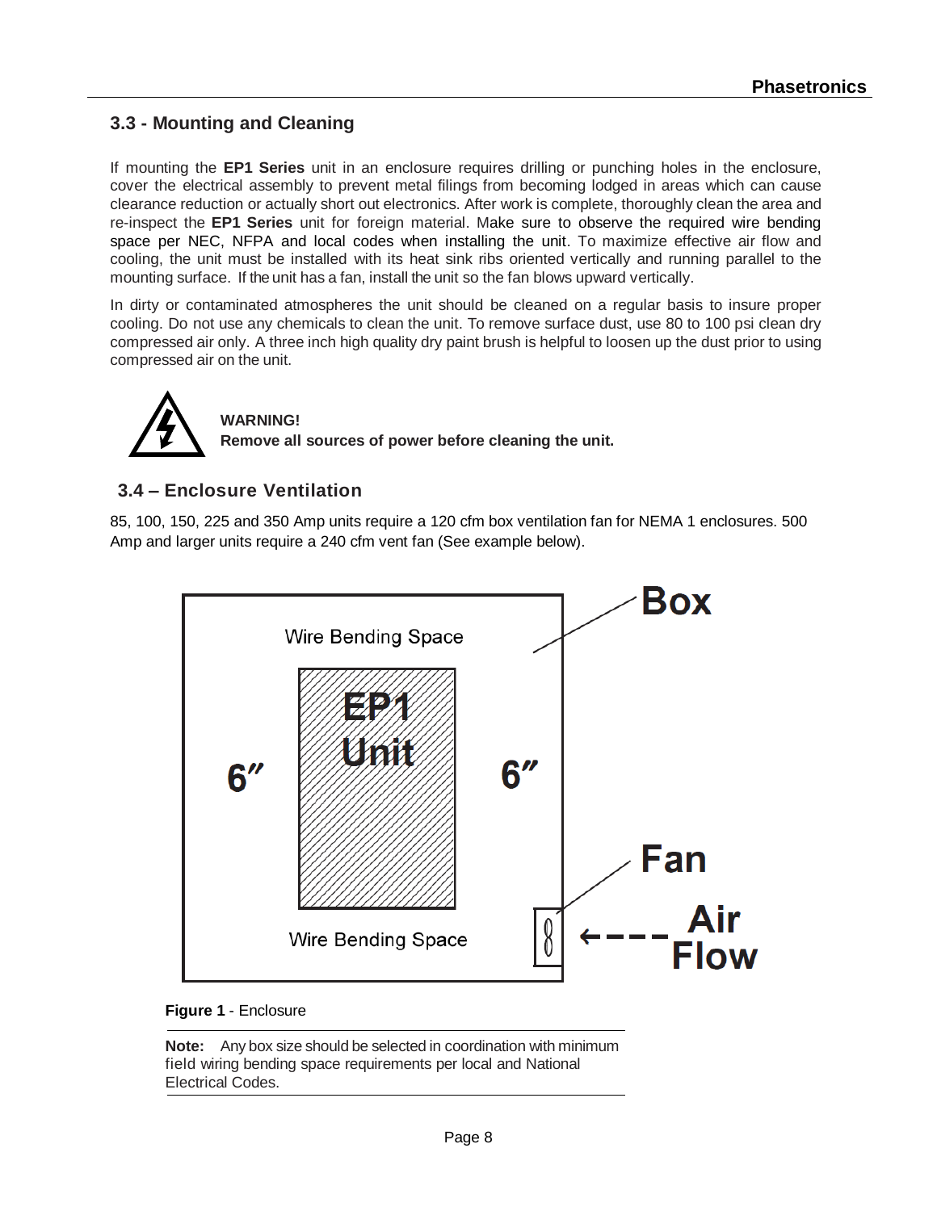## 3.3 - Mounting and Cleaning

If mounting the **EP1 Series** unit in an enclosure requires drilling or punching holes in the enclosure, cover the electrical assembly to prevent metal filings from becoming lodged in areas which can cause clearance reduction or actually short out electronics. After work is complete, thoroughly clean the area and re-inspect the **EP1 Series** unit for foreign material. Make sure to observe the required wire bending space per NEC, NFPA and local codes when installing the unit. To maximize effective air flow and cooling, the unit must be installed with its heat sink ribs oriented vertically and running parallel to the mounting surface. If the unit has a fan, install the unit so the fan blows upward vertically.

In dirty or contaminated atmospheres the unit should be cleaned on a regular basis to insure proper cooling. Do not use any chemicals to clean the unit. To remove surface dust, use 80 to 100 psi clean dry compressed air only. A three inch high quality dry paint brush is helpful to loosen up the dust prior to using compressed air on the unit.

**WARNING!**
**Remove all sources of power before cleaning the unit.**

## 3.4 – Enclosure Ventilation

85, 100, 150, 225 and 350 Amp units require a 120 cfm box ventilation fan for NEMA 1 enclosures. 500 Amp and larger units require a 240 cfm vent fan (See example below).

Box

Wire Bending Space

EP1 Unit

6″ 6″

Fan

Air Flow

Wire Bending Space

**Figure 1** - Enclosure

**Note:** Any box size should be selected in coordination with minimum field wiring bending space requirements per local and National Electrical Codes.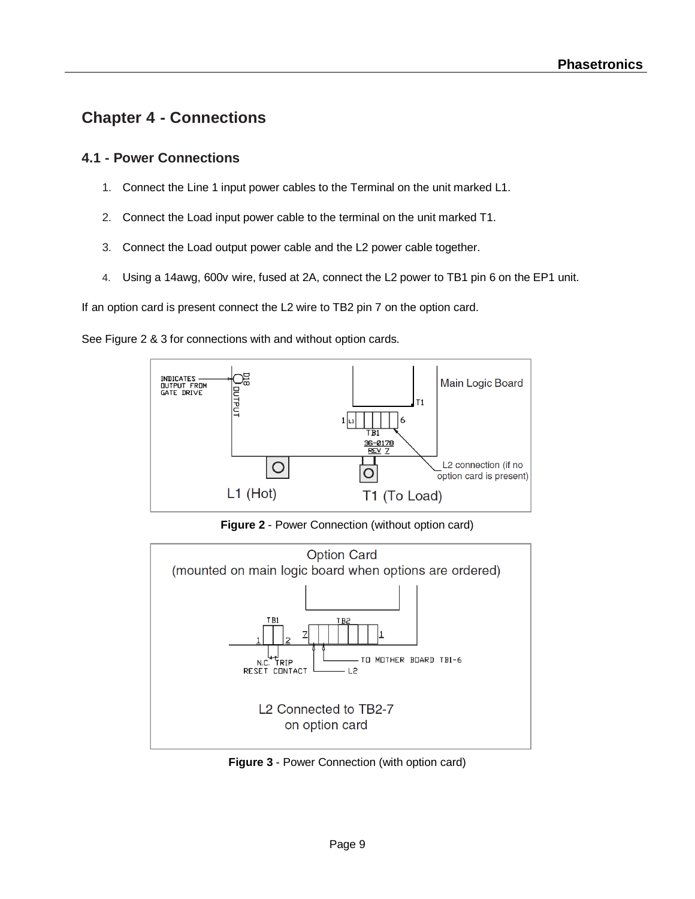## Chapter 4 - Connections

### 4.1 - Power Connections

1. Connect the Line 1 input power cables to the Terminal on the unit marked L1.
2. Connect the Load input power cable to the terminal on the unit marked T1.
3. Connect the Load output power cable and the L2 power cable together.
4. Using a 14awg, 600v wire, fused at 2A, connect the L2 power to TB1 pin 6 on the EP1 unit.

If an option card is present connect the L2 wire to TB2 pin 7 on the option card.

See Figure 2 & 3 for connections with and without option cards.

**Figure 2** - Power Connection (without option card)

**Figure 3** - Power Connection (with option card)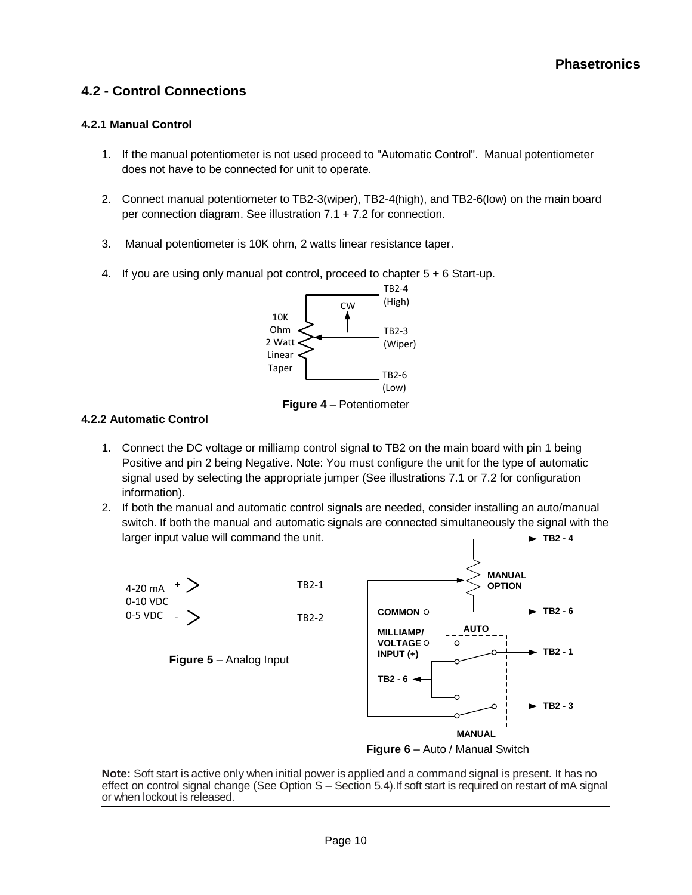## 4.2 - Control Connections

### 4.2.1 Manual Control

1. If the manual potentiometer is not used proceed to "Automatic Control". Manual potentiometer does not have to be connected for unit to operate.
2. Connect manual potentiometer to TB2-3(wiper), TB2-4(high), and TB2-6(low) on the main board per connection diagram. See illustration 7.1 + 7.2 for connection.
3. Manual potentiometer is 10K ohm, 2 watts linear resistance taper.
4. If you are using only manual pot control, proceed to chapter 5 + 6 Start-up.

TB2-4 (High)
CW
10K Ohm 2 Watt Linear Taper
TB2-3 (Wiper)
TB2-6 (Low)

**Figure 4** – Potentiometer

### 4.2.2 Automatic Control

1. Connect the DC voltage or milliamp control signal to TB2 on the main board with pin 1 being Positive and pin 2 being Negative. Note: You must configure the unit for the type of automatic signal used by selecting the appropriate jumper (See illustrations 7.1 or 7.2 for configuration information).
2. If both the manual and automatic control signals are needed, consider installing an auto/manual switch. If both the manual and automatic signals are connected simultaneously the signal with the larger input value will command the unit.

4-20 mA
0-10 VDC
0-5 VDC
+ TB2-1
- TB2-2

**Figure 5** – Analog Input

TB2 - 4
MANUAL OPTION
COMMON — TB2 - 6
AUTO
MILLIAMP/ VOLTAGE INPUT (+) — TB2 - 1
TB2 - 6
TB2 - 3
MANUAL

**Figure 6** – Auto / Manual Switch

**Note:** Soft start is active only when initial power is applied and a command signal is present. It has no effect on control signal change (See Option S – Section 5.4).If soft start is required on restart of mA signal or when lockout is released.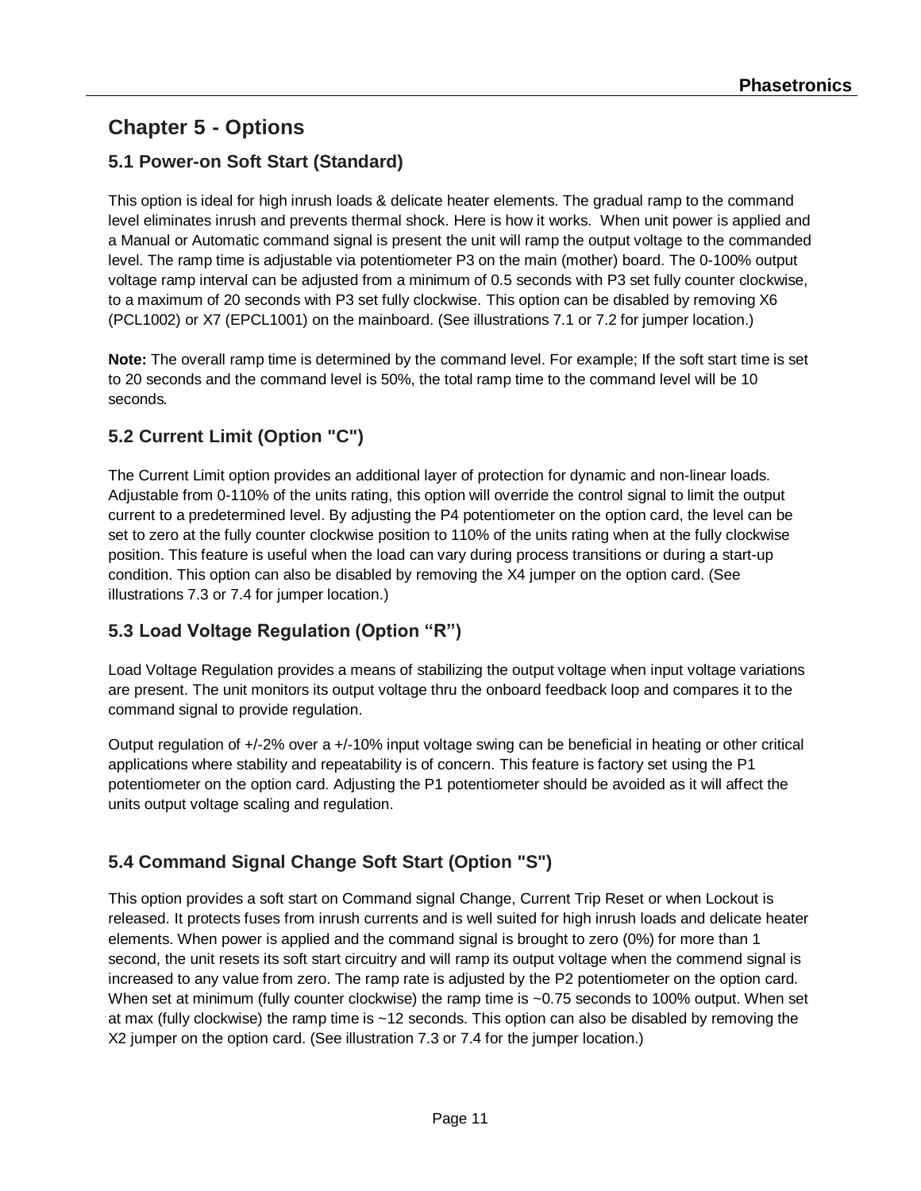# Chapter 5 - Options

## 5.1 Power-on Soft Start (Standard)

This option is ideal for high inrush loads & delicate heater elements. The gradual ramp to the command level eliminates inrush and prevents thermal shock. Here is how it works. When unit power is applied and a Manual or Automatic command signal is present the unit will ramp the output voltage to the commanded level. The ramp time is adjustable via potentiometer P3 on the main (mother) board. The 0-100% output voltage ramp interval can be adjusted from a minimum of 0.5 seconds with P3 set fully counter clockwise, to a maximum of 20 seconds with P3 set fully clockwise. This option can be disabled by removing X6 (PCL1002) or X7 (EPCL1001) on the mainboard. (See illustrations 7.1 or 7.2 for jumper location.)

**Note:** The overall ramp time is determined by the command level. For example; If the soft start time is set to 20 seconds and the command level is 50%, the total ramp time to the command level will be 10 seconds.

## 5.2 Current Limit (Option "C")

The Current Limit option provides an additional layer of protection for dynamic and non-linear loads. Adjustable from 0-110% of the units rating, this option will override the control signal to limit the output current to a predetermined level. By adjusting the P4 potentiometer on the option card, the level can be set to zero at the fully counter clockwise position to 110% of the units rating when at the fully clockwise position. This feature is useful when the load can vary during process transitions or during a start-up condition. This option can also be disabled by removing the X4 jumper on the option card. (See illustrations 7.3 or 7.4 for jumper location.)

## 5.3 Load Voltage Regulation (Option “R”)

Load Voltage Regulation provides a means of stabilizing the output voltage when input voltage variations are present. The unit monitors its output voltage thru the onboard feedback loop and compares it to the command signal to provide regulation.

Output regulation of +/-2% over a +/-10% input voltage swing can be beneficial in heating or other critical applications where stability and repeatability is of concern. This feature is factory set using the P1 potentiometer on the option card. Adjusting the P1 potentiometer should be avoided as it will affect the units output voltage scaling and regulation.

## 5.4 Command Signal Change Soft Start (Option "S")

This option provides a soft start on Command signal Change, Current Trip Reset or when Lockout is released. It protects fuses from inrush currents and is well suited for high inrush loads and delicate heater elements. When power is applied and the command signal is brought to zero (0%) for more than 1 second, the unit resets its soft start circuitry and will ramp its output voltage when the commend signal is increased to any value from zero. The ramp rate is adjusted by the P2 potentiometer on the option card. When set at minimum (fully counter clockwise) the ramp time is ~0.75 seconds to 100% output. When set at max (fully clockwise) the ramp time is ~12 seconds. This option can also be disabled by removing the X2 jumper on the option card. (See illustration 7.3 or 7.4 for the jumper location.)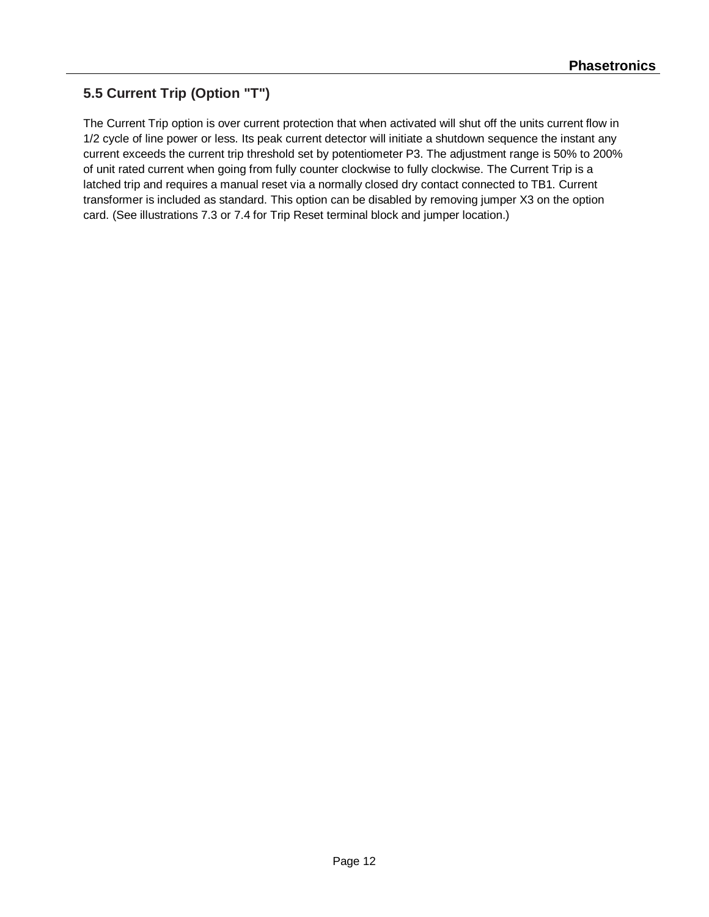## 5.5 Current Trip (Option "T")

The Current Trip option is over current protection that when activated will shut off the units current flow in 1/2 cycle of line power or less. Its peak current detector will initiate a shutdown sequence the instant any current exceeds the current trip threshold set by potentiometer P3. The adjustment range is 50% to 200% of unit rated current when going from fully counter clockwise to fully clockwise. The Current Trip is a latched trip and requires a manual reset via a normally closed dry contact connected to TB1. Current transformer is included as standard. This option can be disabled by removing jumper X3 on the option card. (See illustrations 7.3 or 7.4 for Trip Reset terminal block and jumper location.)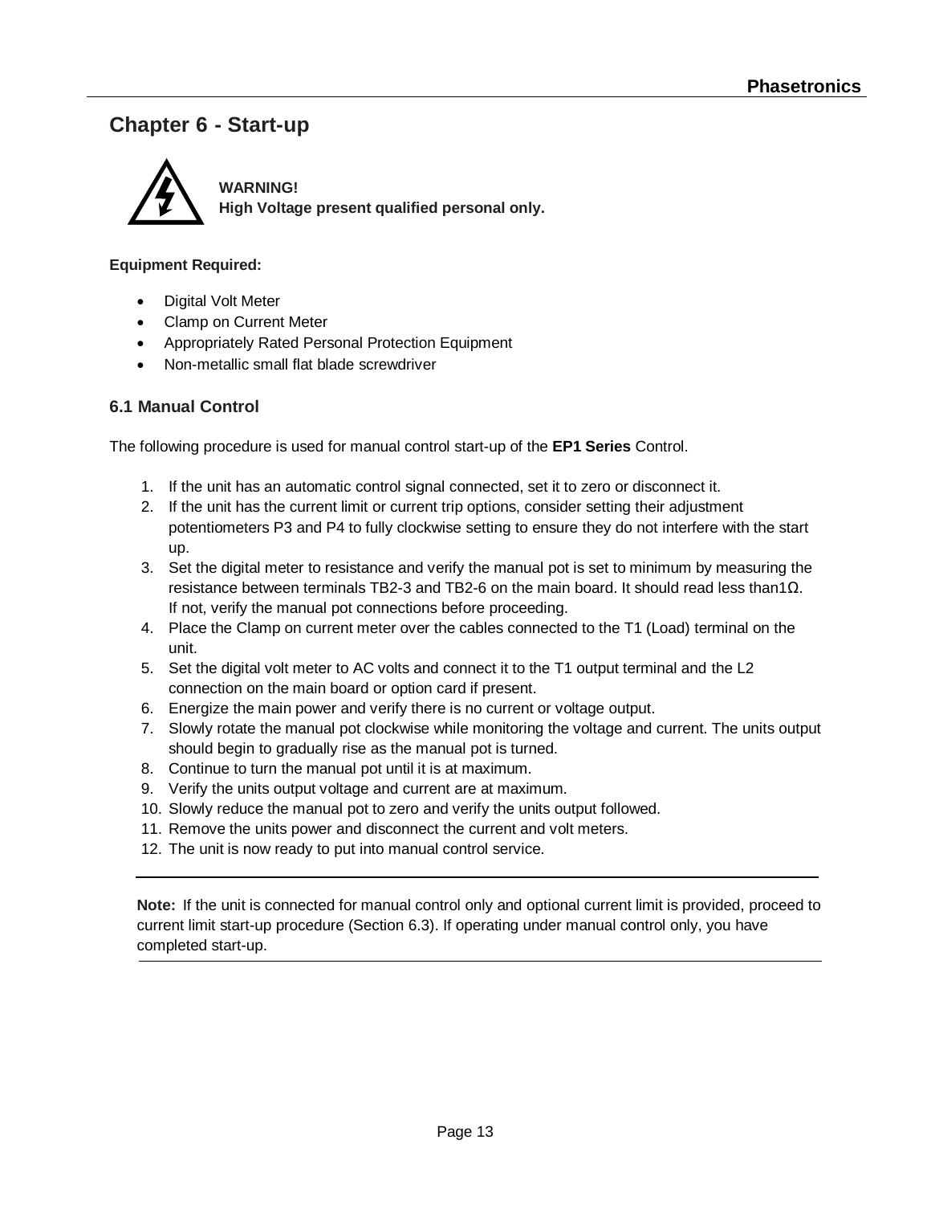# Chapter 6 - Start-up

**WARNING!**
**High Voltage present qualified personal only.**

**Equipment Required:**

- Digital Volt Meter
- Clamp on Current Meter
- Appropriately Rated Personal Protection Equipment
- Non-metallic small flat blade screwdriver

## 6.1 Manual Control

The following procedure is used for manual control start-up of the **EP1 Series** Control.

1. If the unit has an automatic control signal connected, set it to zero or disconnect it.
2. If the unit has the current limit or current trip options, consider setting their adjustment potentiometers P3 and P4 to fully clockwise setting to ensure they do not interfere with the start up.
3. Set the digital meter to resistance and verify the manual pot is set to minimum by measuring the resistance between terminals TB2-3 and TB2-6 on the main board. It should read less than1Ω. If not, verify the manual pot connections before proceeding.
4. Place the Clamp on current meter over the cables connected to the T1 (Load) terminal on the unit.
5. Set the digital volt meter to AC volts and connect it to the T1 output terminal and the L2 connection on the main board or option card if present.
6. Energize the main power and verify there is no current or voltage output.
7. Slowly rotate the manual pot clockwise while monitoring the voltage and current. The units output should begin to gradually rise as the manual pot is turned.
8. Continue to turn the manual pot until it is at maximum.
9. Verify the units output voltage and current are at maximum.
10. Slowly reduce the manual pot to zero and verify the units output followed.
11. Remove the units power and disconnect the current and volt meters.
12. The unit is now ready to put into manual control service.

---

**Note:** If the unit is connected for manual control only and optional current limit is provided, proceed to current limit start-up procedure (Section 6.3). If operating under manual control only, you have completed start-up.

---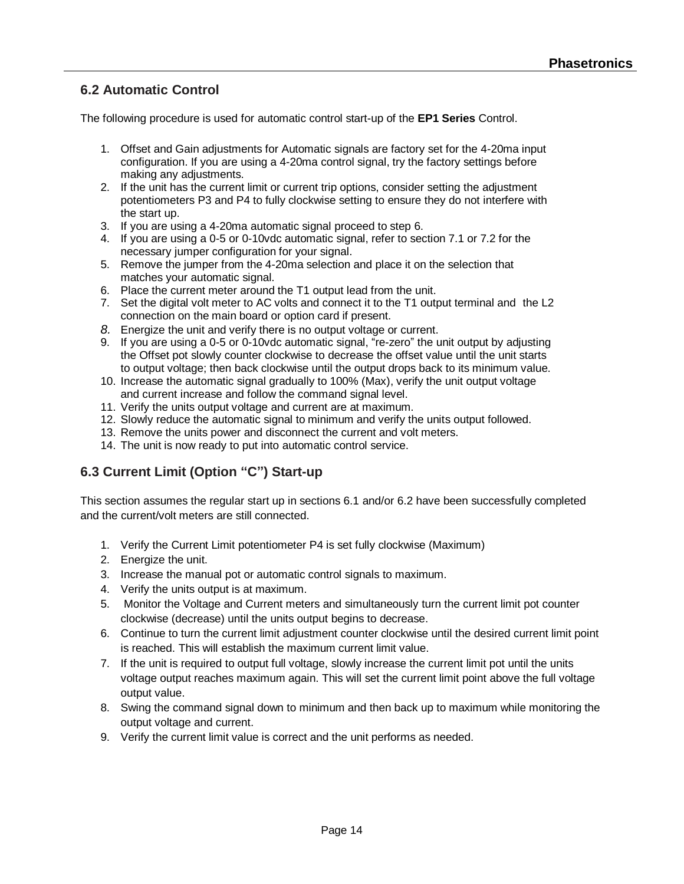## 6.2 Automatic Control

The following procedure is used for automatic control start-up of the **EP1 Series** Control.

1. Offset and Gain adjustments for Automatic signals are factory set for the 4-20ma input configuration. If you are using a 4-20ma control signal, try the factory settings before making any adjustments.
2. If the unit has the current limit or current trip options, consider setting the adjustment potentiometers P3 and P4 to fully clockwise setting to ensure they do not interfere with the start up.
3. If you are using a 4-20ma automatic signal proceed to step 6.
4. If you are using a 0-5 or 0-10vdc automatic signal, refer to section 7.1 or 7.2 for the necessary jumper configuration for your signal.
5. Remove the jumper from the 4-20ma selection and place it on the selection that matches your automatic signal.
6. Place the current meter around the T1 output lead from the unit.
7. Set the digital volt meter to AC volts and connect it to the T1 output terminal and the L2 connection on the main board or option card if present.
8. Energize the unit and verify there is no output voltage or current.
9. If you are using a 0-5 or 0-10vdc automatic signal, "re-zero" the unit output by adjusting the Offset pot slowly counter clockwise to decrease the offset value until the unit starts to output voltage; then back clockwise until the output drops back to its minimum value.
10. Increase the automatic signal gradually to 100% (Max), verify the unit output voltage and current increase and follow the command signal level.
11. Verify the units output voltage and current are at maximum.
12. Slowly reduce the automatic signal to minimum and verify the units output followed.
13. Remove the units power and disconnect the current and volt meters.
14. The unit is now ready to put into automatic control service.

## 6.3 Current Limit (Option "C") Start-up

This section assumes the regular start up in sections 6.1 and/or 6.2 have been successfully completed and the current/volt meters are still connected.

1. Verify the Current Limit potentiometer P4 is set fully clockwise (Maximum)
2. Energize the unit.
3. Increase the manual pot or automatic control signals to maximum.
4. Verify the units output is at maximum.
5. Monitor the Voltage and Current meters and simultaneously turn the current limit pot counter clockwise (decrease) until the units output begins to decrease.
6. Continue to turn the current limit adjustment counter clockwise until the desired current limit point is reached. This will establish the maximum current limit value.
7. If the unit is required to output full voltage, slowly increase the current limit pot until the units voltage output reaches maximum again. This will set the current limit point above the full voltage output value.
8. Swing the command signal down to minimum and then back up to maximum while monitoring the output voltage and current.
9. Verify the current limit value is correct and the unit performs as needed.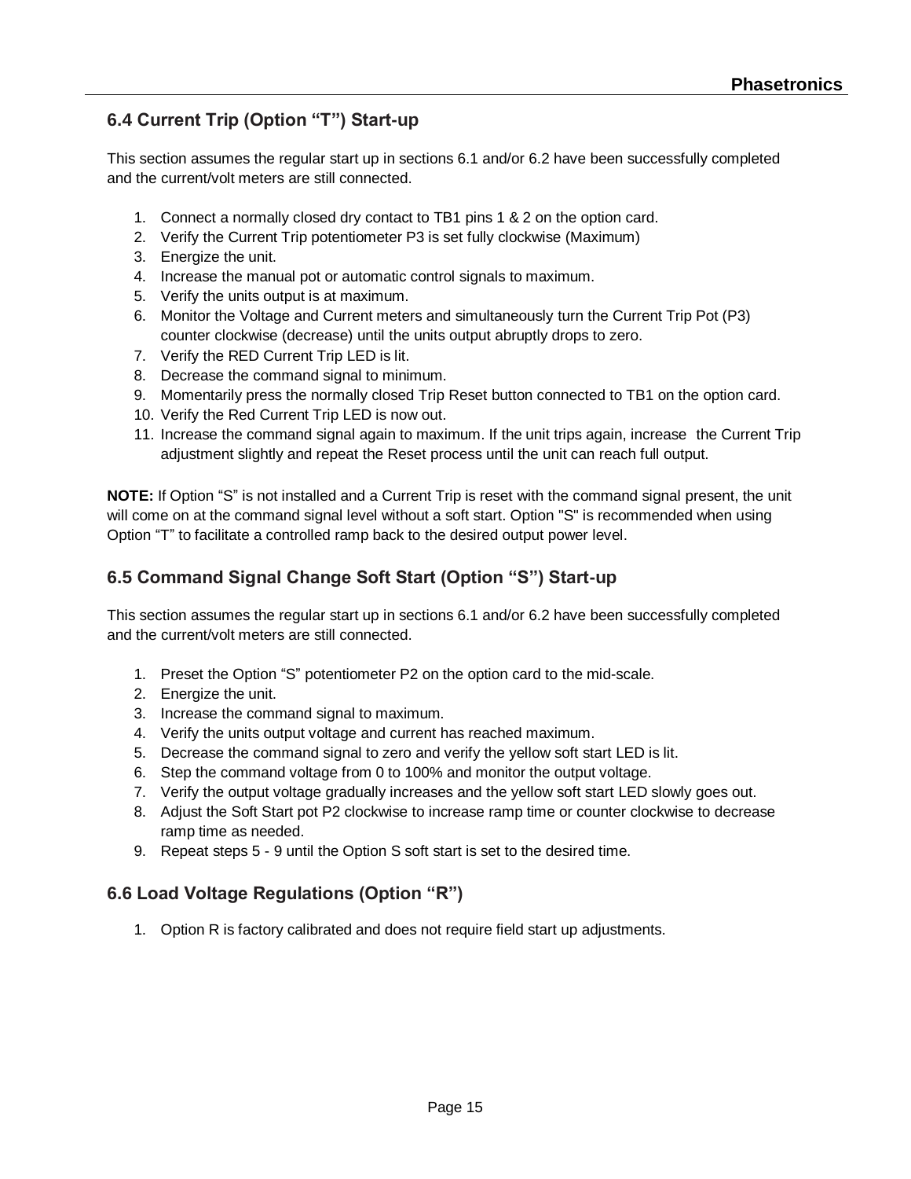## 6.4 Current Trip (Option "T") Start-up

This section assumes the regular start up in sections 6.1 and/or 6.2 have been successfully completed and the current/volt meters are still connected.

1. Connect a normally closed dry contact to TB1 pins 1 & 2 on the option card.
2. Verify the Current Trip potentiometer P3 is set fully clockwise (Maximum)
3. Energize the unit.
4. Increase the manual pot or automatic control signals to maximum.
5. Verify the units output is at maximum.
6. Monitor the Voltage and Current meters and simultaneously turn the Current Trip Pot (P3) counter clockwise (decrease) until the units output abruptly drops to zero.
7. Verify the RED Current Trip LED is lit.
8. Decrease the command signal to minimum.
9. Momentarily press the normally closed Trip Reset button connected to TB1 on the option card.
10. Verify the Red Current Trip LED is now out.
11. Increase the command signal again to maximum. If the unit trips again, increase the Current Trip adjustment slightly and repeat the Reset process until the unit can reach full output.

**NOTE:** If Option "S" is not installed and a Current Trip is reset with the command signal present, the unit will come on at the command signal level without a soft start. Option "S" is recommended when using Option "T" to facilitate a controlled ramp back to the desired output power level.

## 6.5 Command Signal Change Soft Start (Option "S") Start-up

This section assumes the regular start up in sections 6.1 and/or 6.2 have been successfully completed and the current/volt meters are still connected.

1. Preset the Option "S" potentiometer P2 on the option card to the mid-scale.
2. Energize the unit.
3. Increase the command signal to maximum.
4. Verify the units output voltage and current has reached maximum.
5. Decrease the command signal to zero and verify the yellow soft start LED is lit.
6. Step the command voltage from 0 to 100% and monitor the output voltage.
7. Verify the output voltage gradually increases and the yellow soft start LED slowly goes out.
8. Adjust the Soft Start pot P2 clockwise to increase ramp time or counter clockwise to decrease ramp time as needed.
9. Repeat steps 5 - 9 until the Option S soft start is set to the desired time.

## 6.6 Load Voltage Regulations (Option "R")

1. Option R is factory calibrated and does not require field start up adjustments.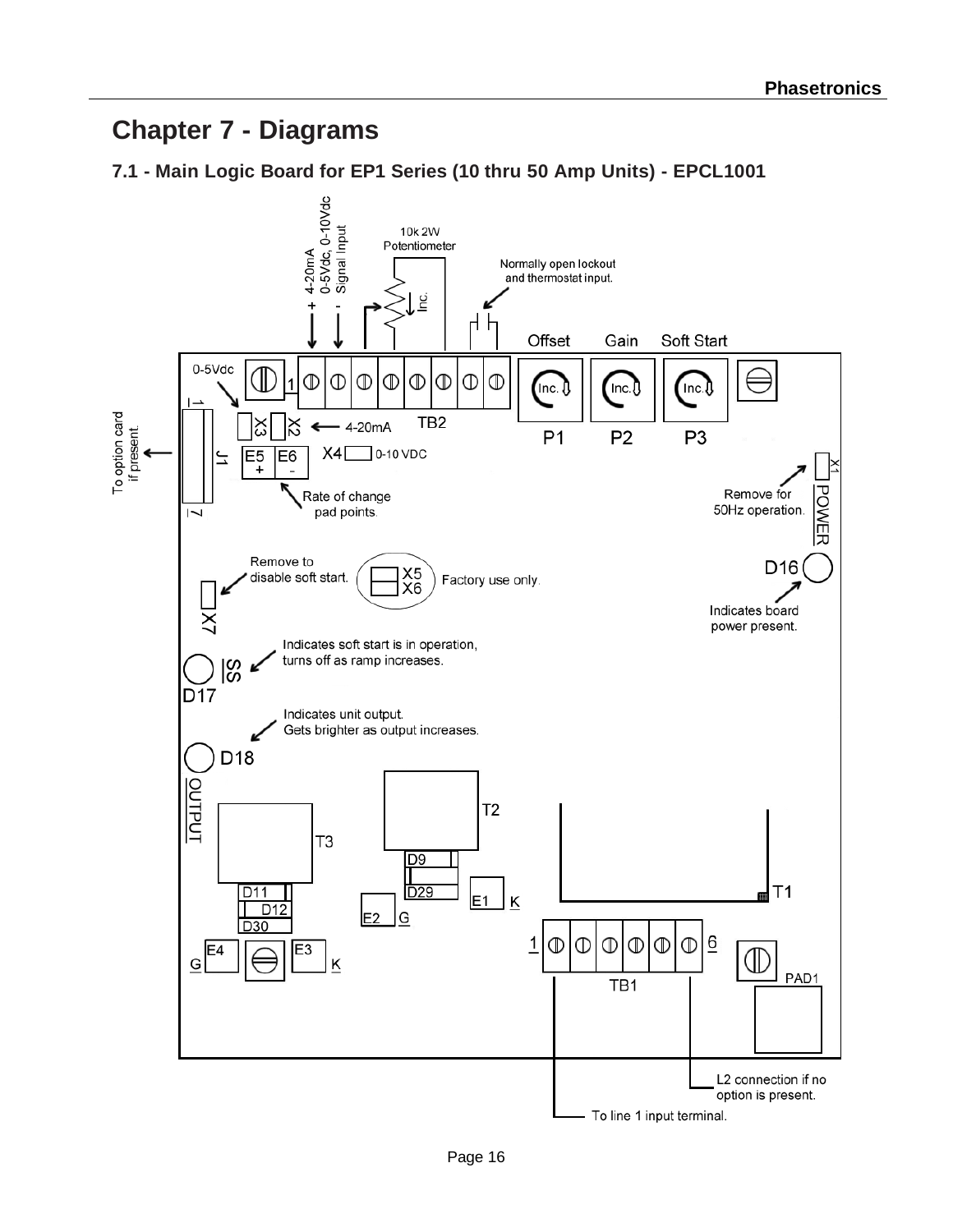# Chapter 7 - Diagrams

## 7.1 - Main Logic Board for EP1 Series (10 thru 50 Amp Units) - EPCL1001

+ 4-20mA 0-5Vdc, 0-10Vdc Signal Input -

10k 2W Potentiometer

Inc.

Normally open lockout and thermostat input.

Offset Gain Soft Start

0-5Vdc

1

TB2

Inc. Inc. Inc.

P1 P2 P3

To option card if present.

1

J1

7

X3 X2 ← 4-20mA

X4 0-10 VDC

E5 + E6 -

Rate of change pad points.

X1

Remove for 50Hz operation.

POWER

D16

Indicates board power present.

Remove to disable soft start.

X7

X5 X6 Factory use only.

Indicates soft start is in operation, turns off as ramp increases.

SS

D17

Indicates unit output. Gets brighter as output increases.

D18

OUTPUT

T3

T2

D9

D29

E1 K

E2 G

T1

D11

D12

D30

G E4 E3 K

1 6

TB1

PAD1

L2 connection if no option is present.

To line 1 input terminal.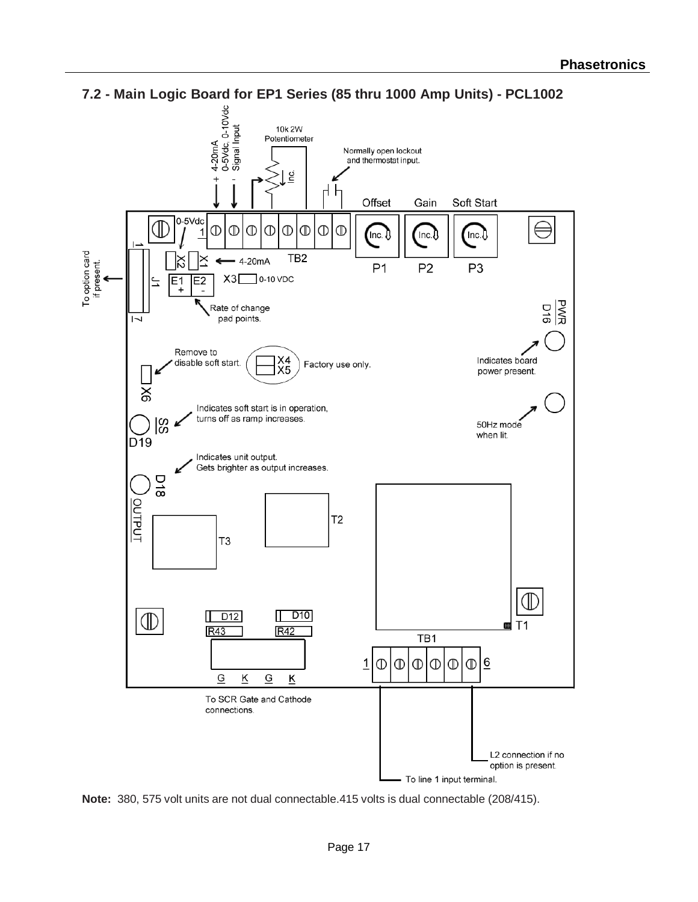## 7.2 - Main Logic Board for EP1 Series (85 thru 1000 Amp Units) - PCL1002

+ 4-20mA
- 0-5Vdc, 0-10Vdc Signal Input

10k 2W Potentiometer

Inc.

Normally open lockout and thermostat input.

Offset Gain Soft Start

0-5Vdc

1

Inc. Inc. Inc.

P1 P2 P3

X2 X1 ← 4-20mA TB2

X3 0-10 VDC

E1 + E2 -

To option card if present.

J1

Rate of change pad points.

PWR D16

Indicates board power present.

Remove to disable soft start.

X4 X5 Factory use only.

X6

Indicates soft start is in operation, turns off as ramp increases.

SS D19

50Hz mode when lit.

Indicates unit output. Gets brighter as output increases.

D18 OUTPUT

T2

T3

D12 D10

R43 R42

T1

TB1

1 6

G K G K

To SCR Gate and Cathode connections.

L2 connection if no option is present.

To line 1 input terminal.

**Note:** 380, 575 volt units are not dual connectable.415 volts is dual connectable (208/415).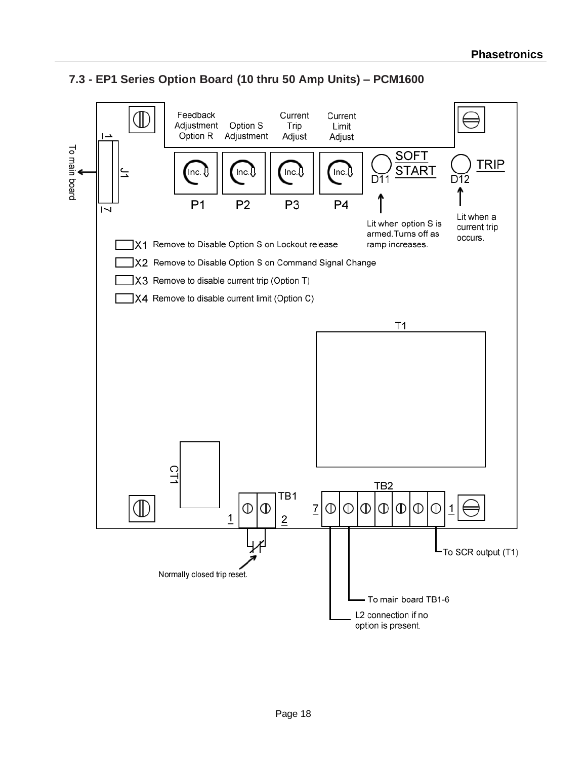## 7.3 - EP1 Series Option Board (10 thru 50 Amp Units) – PCM1600

Feedback Adjustment Option R

Option S Adjustment

Current Trip Adjust

Current Limit Adjust

P1 P2 P3 P4

Inc. Inc. Inc. Inc.

D11 SOFT START

D12 TRIP

Lit when option S is armed. Turns off as ramp increases.

Lit when a current trip occurs.

J1

1

7

To main board

X1 Remove to Disable Option S on Lockout release

X2 Remove to Disable Option S on Command Signal Change

X3 Remove to disable current trip (Option T)

X4 Remove to disable current limit (Option C)

T1

CT1

TB1

1 2

Normally closed trip reset.

TB2

7 1

To SCR output (T1)

To main board TB1-6

L2 connection if no option is present.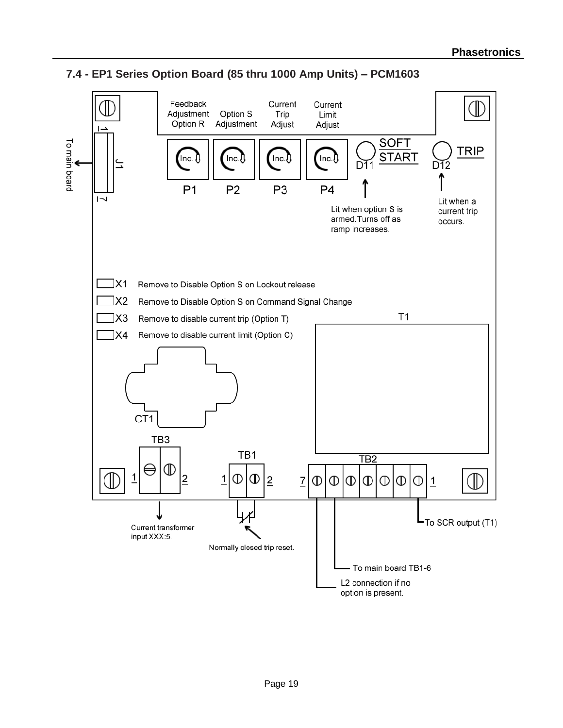## 7.4 - EP1 Series Option Board (85 thru 1000 Amp Units) – PCM1603

Feedback Adjustment Option R

Option S Adjustment

Current Trip Adjust

Current Limit Adjust

P1 P2 P3 P4

D11 SOFT START

D12 TRIP

J1 — To main board

Lit when option S is armed. Turns off as ramp increases.

Lit when a current trip occurs.

X1 Remove to Disable Option S on Lockout release

X2 Remove to Disable Option S on Command Signal Change

X3 Remove to disable current trip (Option T)

X4 Remove to disable current limit (Option C)

T1

CT1

TB3

TB1

TB2

Current transformer input XXX:5.

Normally closed trip reset.

To SCR output (T1)

To main board TB1-6

L2 connection if no option is present.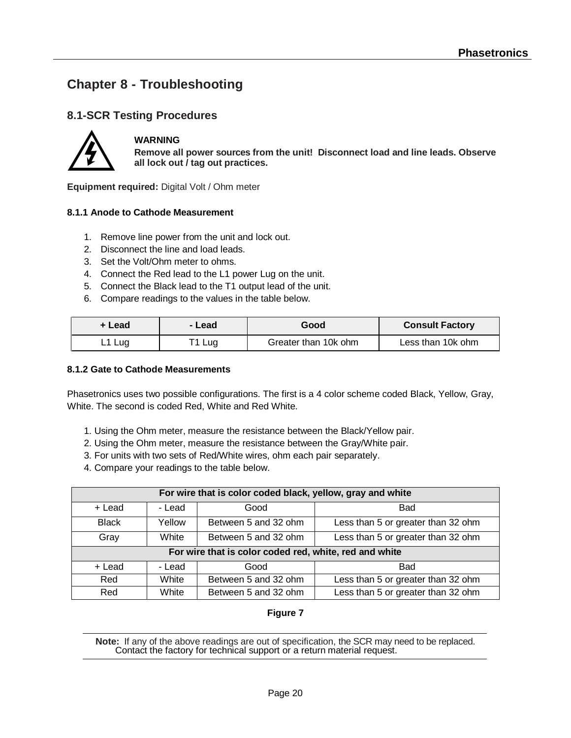# Chapter 8 - Troubleshooting

## 8.1-SCR Testing Procedures

**WARNING**

**Remove all power sources from the unit! Disconnect load and line leads. Observe all lock out / tag out practices.**

**Equipment required:** Digital Volt / Ohm meter

### 8.1.1 Anode to Cathode Measurement

1. Remove line power from the unit and lock out.
2. Disconnect the line and load leads.
3. Set the Volt/Ohm meter to ohms.
4. Connect the Red lead to the L1 power Lug on the unit.
5. Connect the Black lead to the T1 output lead of the unit.
6. Compare readings to the values in the table below.

| + Lead | - Lead | Good | Consult Factory |
|---|---|---|---|
| L1 Lug | T1 Lug | Greater than 10k ohm | Less than 10k ohm |

### 8.1.2 Gate to Cathode Measurements

Phasetronics uses two possible configurations. The first is a 4 color scheme coded Black, Yellow, Gray, White. The second is coded Red, White and Red White.

1. Using the Ohm meter, measure the resistance between the Black/Yellow pair.
2. Using the Ohm meter, measure the resistance between the Gray/White pair.
3. For units with two sets of Red/White wires, ohm each pair separately.
4. Compare your readings to the table below.

| For wire that is color coded black, yellow, gray and white | | | |
|---|---|---|---|
| + Lead | - Lead | Good | Bad |
| Black | Yellow | Between 5 and 32 ohm | Less than 5 or greater than 32 ohm |
| Gray | White | Between 5 and 32 ohm | Less than 5 or greater than 32 ohm |
| **For wire that is color coded red, white, red and white** | | | |
| + Lead | - Lead | Good | Bad |
| Red | White | Between 5 and 32 ohm | Less than 5 or greater than 32 ohm |
| Red | White | Between 5 and 32 ohm | Less than 5 or greater than 32 ohm |

**Figure 7**

**Note:** If any of the above readings are out of specification, the SCR may need to be replaced. Contact the factory for technical support or a return material request.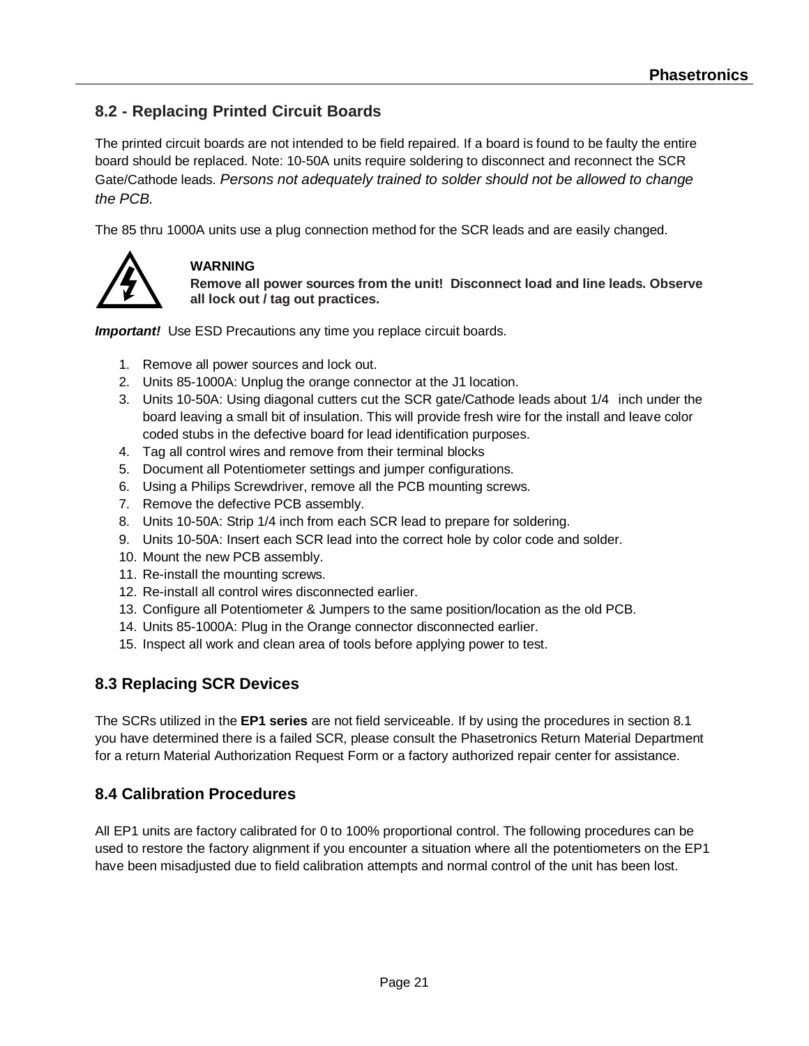## 8.2 - Replacing Printed Circuit Boards

The printed circuit boards are not intended to be field repaired. If a board is found to be faulty the entire board should be replaced. Note: 10-50A units require soldering to disconnect and reconnect the SCR Gate/Cathode leads. *Persons not adequately trained to solder should not be allowed to change the PCB.*

The 85 thru 1000A units use a plug connection method for the SCR leads and are easily changed.

**WARNING**
**Remove all power sources from the unit! Disconnect load and line leads. Observe all lock out / tag out practices.**

***Important!*** Use ESD Precautions any time you replace circuit boards.

1. Remove all power sources and lock out.
2. Units 85-1000A: Unplug the orange connector at the J1 location.
3. Units 10-50A: Using diagonal cutters cut the SCR gate/Cathode leads about 1/4 inch under the board leaving a small bit of insulation. This will provide fresh wire for the install and leave color coded stubs in the defective board for lead identification purposes.
4. Tag all control wires and remove from their terminal blocks
5. Document all Potentiometer settings and jumper configurations.
6. Using a Philips Screwdriver, remove all the PCB mounting screws.
7. Remove the defective PCB assembly.
8. Units 10-50A: Strip 1/4 inch from each SCR lead to prepare for soldering.
9. Units 10-50A: Insert each SCR lead into the correct hole by color code and solder.
10. Mount the new PCB assembly.
11. Re-install the mounting screws.
12. Re-install all control wires disconnected earlier.
13. Configure all Potentiometer & Jumpers to the same position/location as the old PCB.
14. Units 85-1000A: Plug in the Orange connector disconnected earlier.
15. Inspect all work and clean area of tools before applying power to test.

## 8.3 Replacing SCR Devices

The SCRs utilized in the **EP1 series** are not field serviceable. If by using the procedures in section 8.1 you have determined there is a failed SCR, please consult the Phasetronics Return Material Department for a return Material Authorization Request Form or a factory authorized repair center for assistance.

## 8.4 Calibration Procedures

All EP1 units are factory calibrated for 0 to 100% proportional control. The following procedures can be used to restore the factory alignment if you encounter a situation where all the potentiometers on the EP1 have been misadjusted due to field calibration attempts and normal control of the unit has been lost.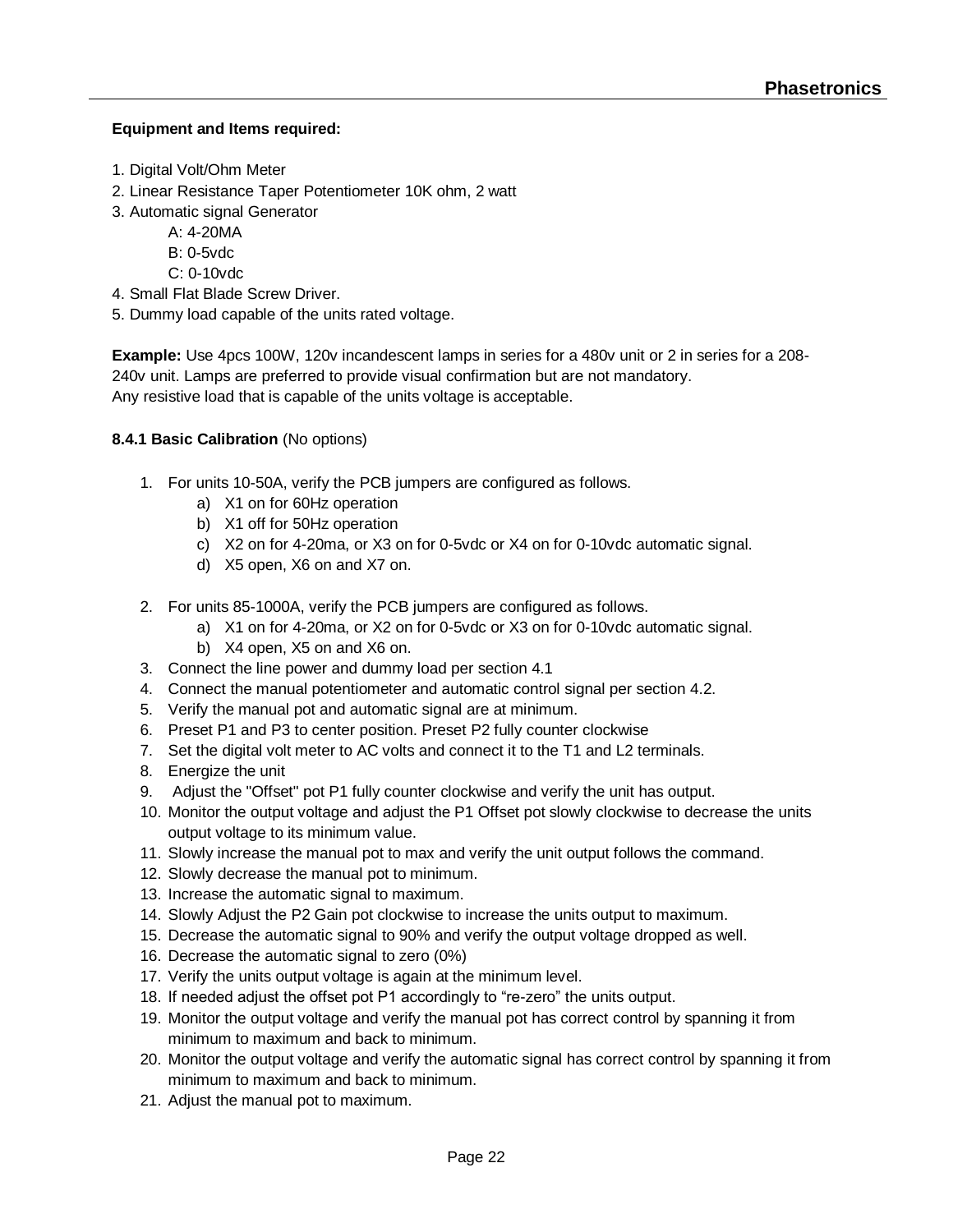**Equipment and Items required:**

1. Digital Volt/Ohm Meter
2. Linear Resistance Taper Potentiometer 10K ohm, 2 watt
3. Automatic signal Generator
   - A: 4-20MA
   - B: 0-5vdc
   - C: 0-10vdc
4. Small Flat Blade Screw Driver.
5. Dummy load capable of the units rated voltage.

**Example:** Use 4pcs 100W, 120v incandescent lamps in series for a 480v unit or 2 in series for a 208-240v unit. Lamps are preferred to provide visual confirmation but are not mandatory.
Any resistive load that is capable of the units voltage is acceptable.

**8.4.1 Basic Calibration** (No options)

1. For units 10-50A, verify the PCB jumpers are configured as follows.
   a) X1 on for 60Hz operation
   b) X1 off for 50Hz operation
   c) X2 on for 4-20ma, or X3 on for 0-5vdc or X4 on for 0-10vdc automatic signal.
   d) X5 open, X6 on and X7 on.

2. For units 85-1000A, verify the PCB jumpers are configured as follows.
   a) X1 on for 4-20ma, or X2 on for 0-5vdc or X3 on for 0-10vdc automatic signal.
   b) X4 open, X5 on and X6 on.
3. Connect the line power and dummy load per section 4.1
4. Connect the manual potentiometer and automatic control signal per section 4.2.
5. Verify the manual pot and automatic signal are at minimum.
6. Preset P1 and P3 to center position. Preset P2 fully counter clockwise
7. Set the digital volt meter to AC volts and connect it to the T1 and L2 terminals.
8. Energize the unit
9. Adjust the "Offset" pot P1 fully counter clockwise and verify the unit has output.
10. Monitor the output voltage and adjust the P1 Offset pot slowly clockwise to decrease the units output voltage to its minimum value.
11. Slowly increase the manual pot to max and verify the unit output follows the command.
12. Slowly decrease the manual pot to minimum.
13. Increase the automatic signal to maximum.
14. Slowly Adjust the P2 Gain pot clockwise to increase the units output to maximum.
15. Decrease the automatic signal to 90% and verify the output voltage dropped as well.
16. Decrease the automatic signal to zero (0%)
17. Verify the units output voltage is again at the minimum level.
18. If needed adjust the offset pot P1 accordingly to “re-zero” the units output.
19. Monitor the output voltage and verify the manual pot has correct control by spanning it from minimum to maximum and back to minimum.
20. Monitor the output voltage and verify the automatic signal has correct control by spanning it from minimum to maximum and back to minimum.
21. Adjust the manual pot to maximum.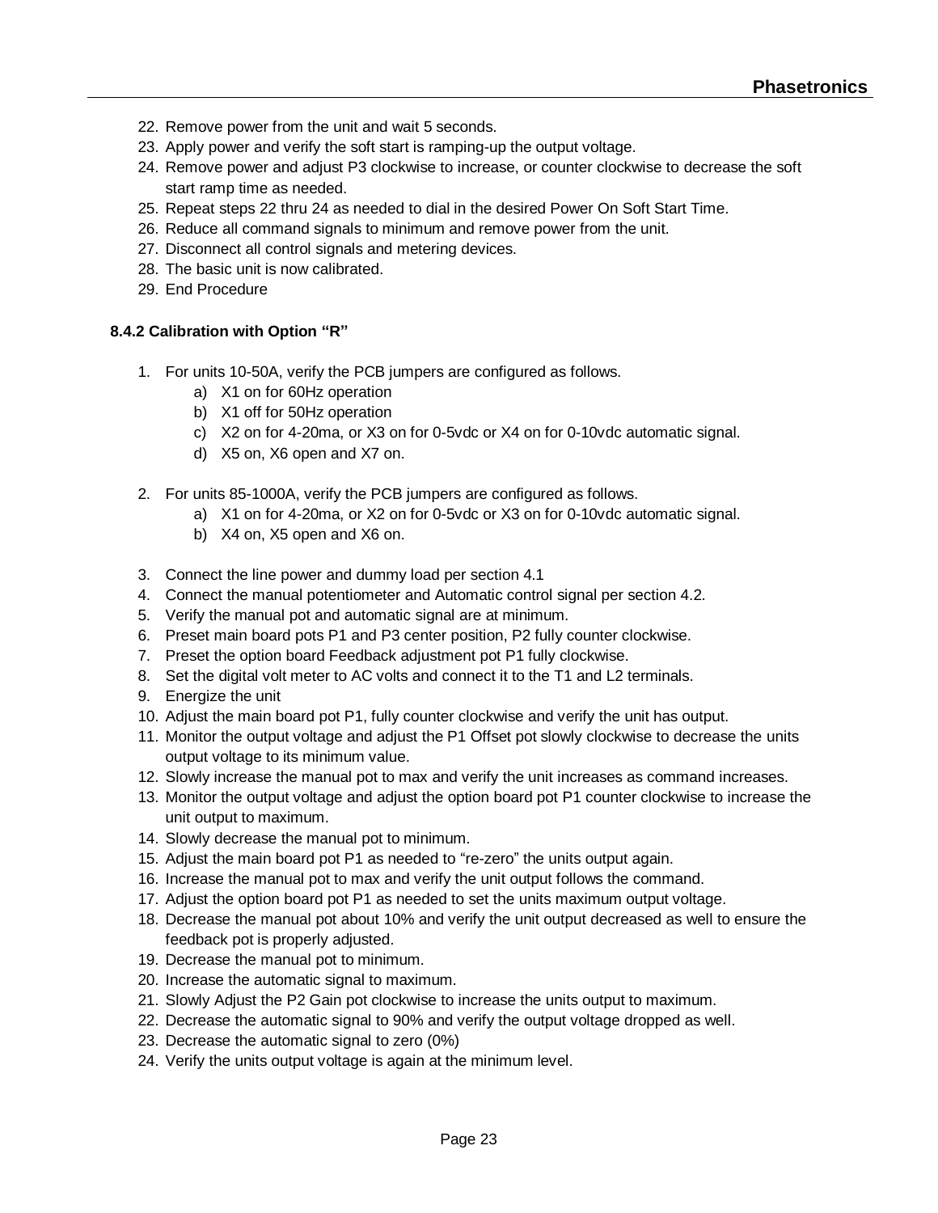22. Remove power from the unit and wait 5 seconds.
23. Apply power and verify the soft start is ramping-up the output voltage.
24. Remove power and adjust P3 clockwise to increase, or counter clockwise to decrease the soft start ramp time as needed.
25. Repeat steps 22 thru 24 as needed to dial in the desired Power On Soft Start Time.
26. Reduce all command signals to minimum and remove power from the unit.
27. Disconnect all control signals and metering devices.
28. The basic unit is now calibrated.
29. End Procedure

### 8.4.2 Calibration with Option “R”

1. For units 10-50A, verify the PCB jumpers are configured as follows.
   a) X1 on for 60Hz operation
   b) X1 off for 50Hz operation
   c) X2 on for 4-20ma, or X3 on for 0-5vdc or X4 on for 0-10vdc automatic signal.
   d) X5 on, X6 open and X7 on.

2. For units 85-1000A, verify the PCB jumpers are configured as follows.
   a) X1 on for 4-20ma, or X2 on for 0-5vdc or X3 on for 0-10vdc automatic signal.
   b) X4 on, X5 open and X6 on.

3. Connect the line power and dummy load per section 4.1
4. Connect the manual potentiometer and Automatic control signal per section 4.2.
5. Verify the manual pot and automatic signal are at minimum.
6. Preset main board pots P1 and P3 center position, P2 fully counter clockwise.
7. Preset the option board Feedback adjustment pot P1 fully clockwise.
8. Set the digital volt meter to AC volts and connect it to the T1 and L2 terminals.
9. Energize the unit
10. Adjust the main board pot P1, fully counter clockwise and verify the unit has output.
11. Monitor the output voltage and adjust the P1 Offset pot slowly clockwise to decrease the units output voltage to its minimum value.
12. Slowly increase the manual pot to max and verify the unit increases as command increases.
13. Monitor the output voltage and adjust the option board pot P1 counter clockwise to increase the unit output to maximum.
14. Slowly decrease the manual pot to minimum.
15. Adjust the main board pot P1 as needed to “re-zero” the units output again.
16. Increase the manual pot to max and verify the unit output follows the command.
17. Adjust the option board pot P1 as needed to set the units maximum output voltage.
18. Decrease the manual pot about 10% and verify the unit output decreased as well to ensure the feedback pot is properly adjusted.
19. Decrease the manual pot to minimum.
20. Increase the automatic signal to maximum.
21. Slowly Adjust the P2 Gain pot clockwise to increase the units output to maximum.
22. Decrease the automatic signal to 90% and verify the output voltage dropped as well.
23. Decrease the automatic signal to zero (0%)
24. Verify the units output voltage is again at the minimum level.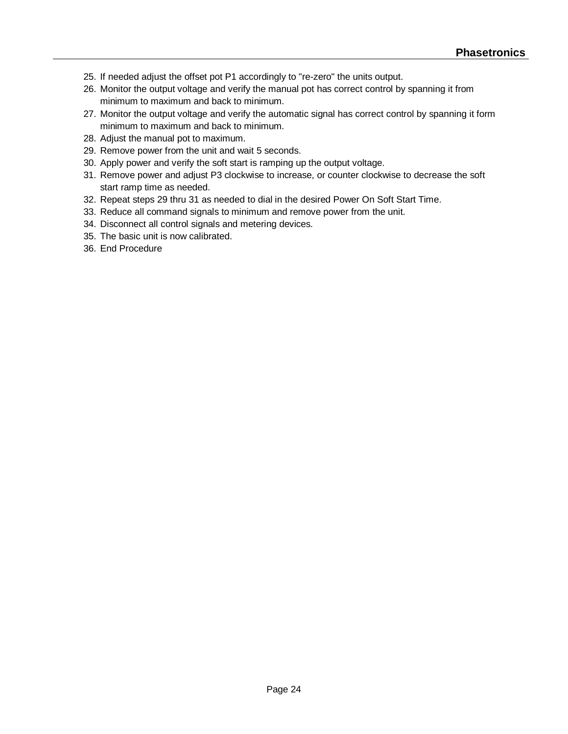25. If needed adjust the offset pot P1 accordingly to "re-zero" the units output.
26. Monitor the output voltage and verify the manual pot has correct control by spanning it from minimum to maximum and back to minimum.
27. Monitor the output voltage and verify the automatic signal has correct control by spanning it form minimum to maximum and back to minimum.
28. Adjust the manual pot to maximum.
29. Remove power from the unit and wait 5 seconds.
30. Apply power and verify the soft start is ramping up the output voltage.
31. Remove power and adjust P3 clockwise to increase, or counter clockwise to decrease the soft start ramp time as needed.
32. Repeat steps 29 thru 31 as needed to dial in the desired Power On Soft Start Time.
33. Reduce all command signals to minimum and remove power from the unit.
34. Disconnect all control signals and metering devices.
35. The basic unit is now calibrated.
36. End Procedure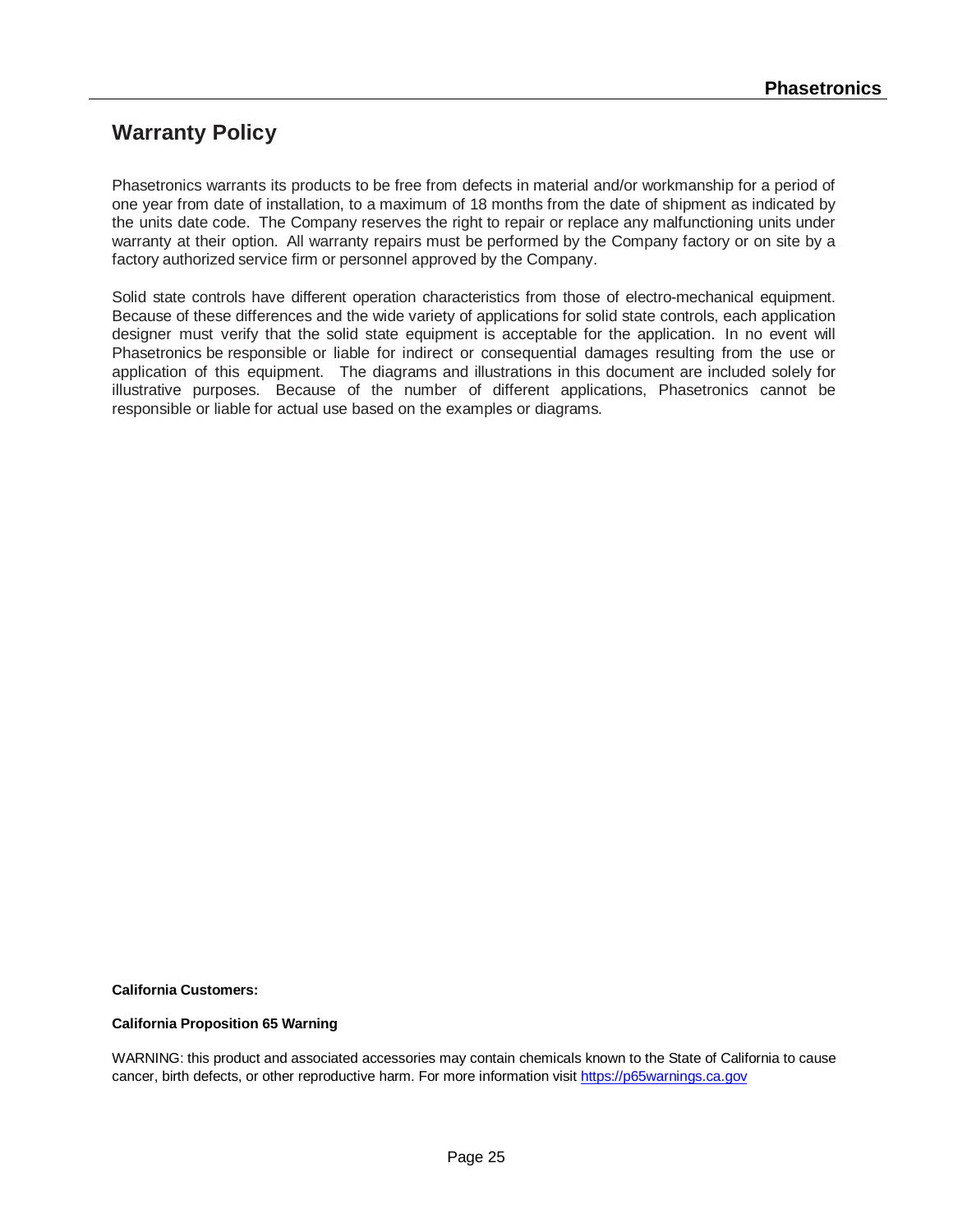## Warranty Policy

Phasetronics warrants its products to be free from defects in material and/or workmanship for a period of one year from date of installation, to a maximum of 18 months from the date of shipment as indicated by the units date code. The Company reserves the right to repair or replace any malfunctioning units under warranty at their option. All warranty repairs must be performed by the Company factory or on site by a factory authorized service firm or personnel approved by the Company.

Solid state controls have different operation characteristics from those of electro-mechanical equipment. Because of these differences and the wide variety of applications for solid state controls, each application designer must verify that the solid state equipment is acceptable for the application. In no event will Phasetronics be responsible or liable for indirect or consequential damages resulting from the use or application of this equipment. The diagrams and illustrations in this document are included solely for illustrative purposes. Because of the number of different applications, Phasetronics cannot be responsible or liable for actual use based on the examples or diagrams.

**California Customers:**

**California Proposition 65 Warning**

WARNING: this product and associated accessories may contain chemicals known to the State of California to cause cancer, birth defects, or other reproductive harm. For more information visit https://p65warnings.ca.gov